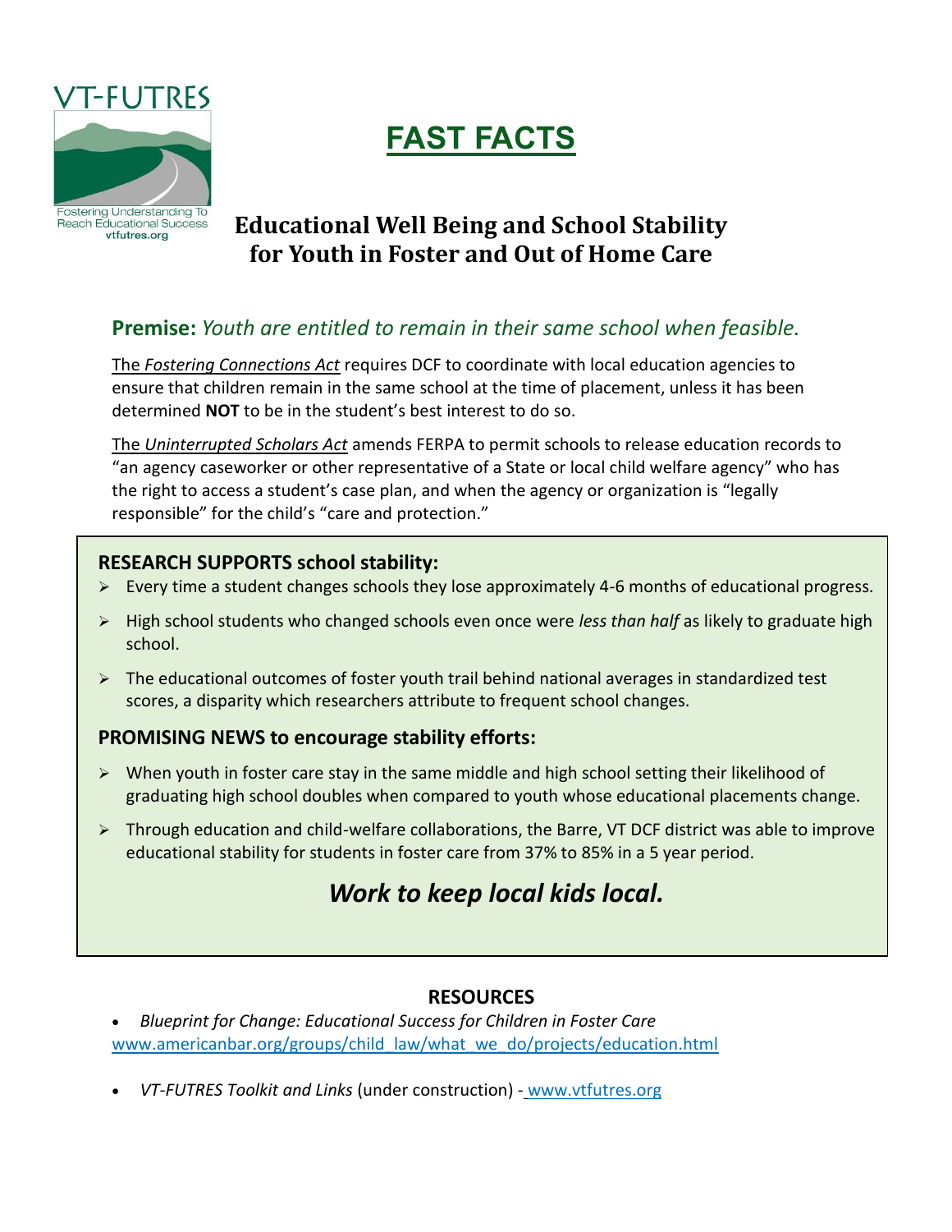VT-FUTRES

Fostering Understanding To Reach Educational Success
vtfutres.org

# FAST FACTS

## Educational Well Being and School Stability for Youth in Foster and Out of Home Care

### **Premise:** *Youth are entitled to remain in their same school when feasible.*

The *Fostering Connections Act* requires DCF to coordinate with local education agencies to ensure that children remain in the same school at the time of placement, unless it has been determined **NOT** to be in the student's best interest to do so.

The *Uninterrupted Scholars Act* amends FERPA to permit schools to release education records to "an agency caseworker or other representative of a State or local child welfare agency" who has the right to access a student's case plan, and when the agency or organization is "legally responsible" for the child's "care and protection."

### RESEARCH SUPPORTS school stability:

- Every time a student changes schools they lose approximately 4-6 months of educational progress.
- High school students who changed schools even once were *less than half* as likely to graduate high school.
- The educational outcomes of foster youth trail behind national averages in standardized test scores, a disparity which researchers attribute to frequent school changes.

### PROMISING NEWS to encourage stability efforts:

- When youth in foster care stay in the same middle and high school setting their likelihood of graduating high school doubles when compared to youth whose educational placements change.
- Through education and child-welfare collaborations, the Barre, VT DCF district was able to improve educational stability for students in foster care from 37% to 85% in a 5 year period.

***Work to keep local kids local.***

### RESOURCES

- *Blueprint for Change: Educational Success for Children in Foster Care* www.americanbar.org/groups/child_law/what_we_do/projects/education.html
- *VT-FUTRES Toolkit and Links* (under construction) - www.vtfutres.org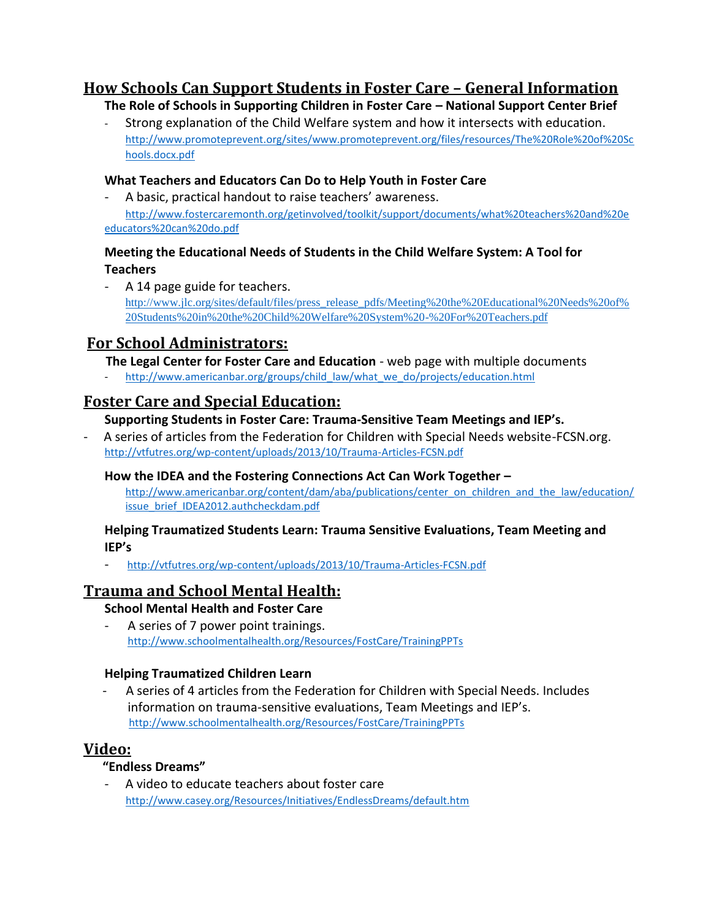## How Schools Can Support Students in Foster Care – General Information

**The Role of Schools in Supporting Children in Foster Care – National Support Center Brief**

- Strong explanation of the Child Welfare system and how it intersects with education.
  http://www.promoteprevent.org/sites/www.promoteprevent.org/files/resources/The%20Role%20of%20Schools.docx.pdf

**What Teachers and Educators Can Do to Help Youth in Foster Care**

- A basic, practical handout to raise teachers' awareness.
  http://www.fostercaremonth.org/getinvolved/toolkit/support/documents/what%20teachers%20and%20educators%20can%20do.pdf

**Meeting the Educational Needs of Students in the Child Welfare System: A Tool for Teachers**

- A 14 page guide for teachers.
  http://www.jlc.org/sites/default/files/press_release_pdfs/Meeting%20the%20Educational%20Needs%20of%20Students%20in%20the%20Child%20Welfare%20System%20-%20For%20Teachers.pdf

## For School Administrators:

**The Legal Center for Foster Care and Education** - web page with multiple documents

- http://www.americanbar.org/groups/child_law/what_we_do/projects/education.html

## Foster Care and Special Education:

**Supporting Students in Foster Care: Trauma-Sensitive Team Meetings and IEP's.**

- A series of articles from the Federation for Children with Special Needs website-FCSN.org.
  http://vtfutres.org/wp-content/uploads/2013/10/Trauma-Articles-FCSN.pdf

**How the IDEA and the Fostering Connections Act Can Work Together –**

http://www.americanbar.org/content/dam/aba/publications/center_on_children_and_the_law/education/issue_brief_IDEA2012.authcheckdam.pdf

**Helping Traumatized Students Learn: Trauma Sensitive Evaluations, Team Meeting and IEP's**

- http://vtfutres.org/wp-content/uploads/2013/10/Trauma-Articles-FCSN.pdf

## Trauma and School Mental Health:

**School Mental Health and Foster Care**

- A series of 7 power point trainings.
  http://www.schoolmentalhealth.org/Resources/FostCare/TrainingPPTs

**Helping Traumatized Children Learn**

- A series of 4 articles from the Federation for Children with Special Needs. Includes information on trauma-sensitive evaluations, Team Meetings and IEP's.
  http://www.schoolmentalhealth.org/Resources/FostCare/TrainingPPTs

## Video:

**"Endless Dreams"**

- A video to educate teachers about foster care
  http://www.casey.org/Resources/Initiatives/EndlessDreams/default.htm